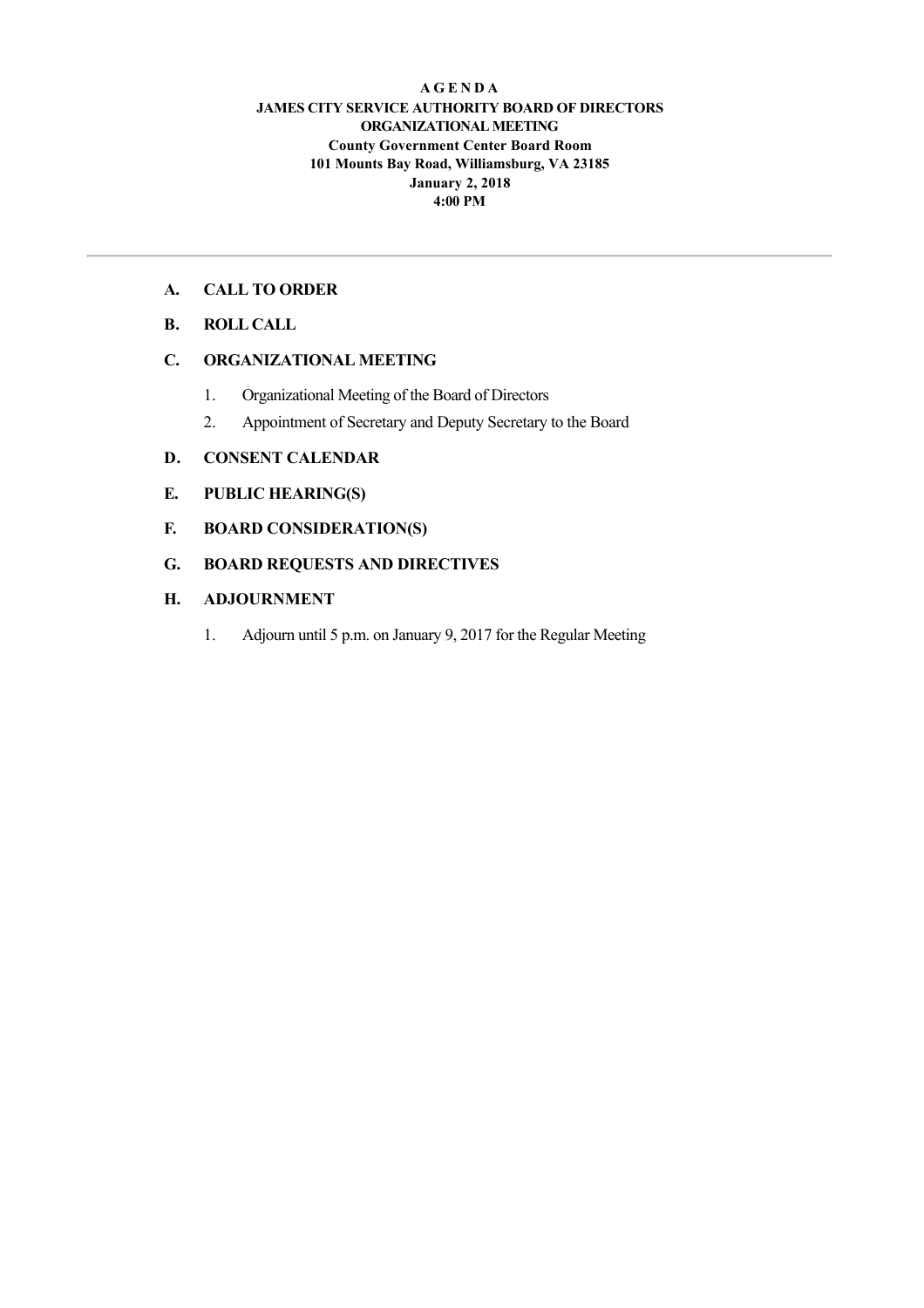**A G E N D A**
**JAMES CITY SERVICE AUTHORITY BOARD OF DIRECTORS**
**ORGANIZATIONAL MEETING**
**County Government Center Board Room**
**101 Mounts Bay Road, Williamsburg, VA 23185**
**January 2, 2018**
**4:00 PM**

---

**A. CALL TO ORDER**

**B. ROLL CALL**

**C. ORGANIZATIONAL MEETING**

1. Organizational Meeting of the Board of Directors
2. Appointment of Secretary and Deputy Secretary to the Board

**D. CONSENT CALENDAR**

**E. PUBLIC HEARING(S)**

**F. BOARD CONSIDERATION(S)**

**G. BOARD REQUESTS AND DIRECTIVES**

**H. ADJOURNMENT**

1. Adjourn until 5 p.m. on January 9, 2017 for the Regular Meeting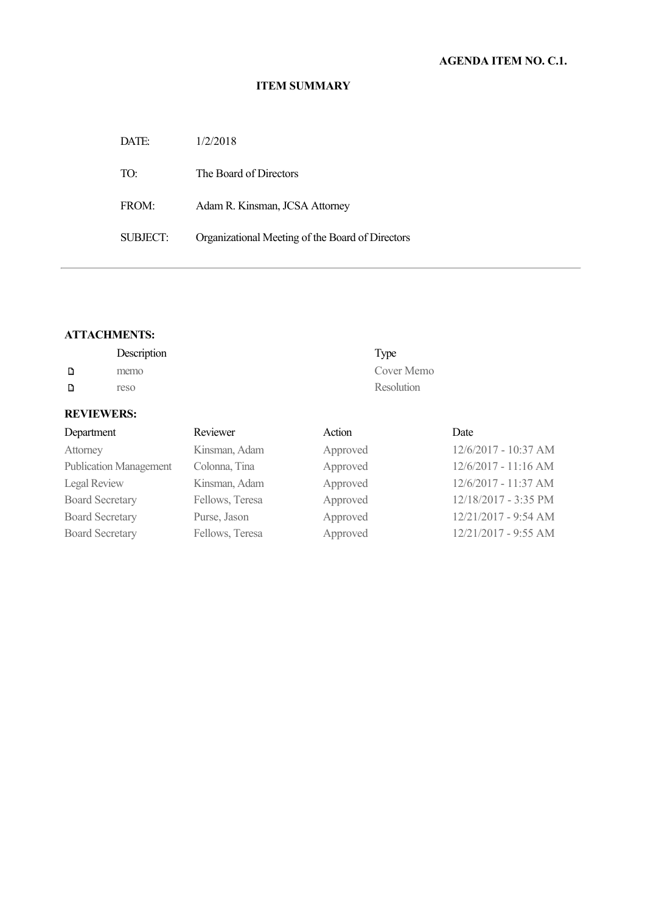**AGENDA ITEM NO. C.1.**

**ITEM SUMMARY**

| | |
|---|---|
| DATE: | 1/2/2018 |
| TO: | The Board of Directors |
| FROM: | Adam R. Kinsman, JCSA Attorney |
| SUBJECT: | Organizational Meeting of the Board of Directors |

---

**ATTACHMENTS:**

| Description | Type |
|---|---|
| memo | Cover Memo |
| reso | Resolution |

**REVIEWERS:**

| Department | Reviewer | Action | Date |
|---|---|---|---|
| Attorney | Kinsman, Adam | Approved | 12/6/2017 - 10:37 AM |
| Publication Management | Colonna, Tina | Approved | 12/6/2017 - 11:16 AM |
| Legal Review | Kinsman, Adam | Approved | 12/6/2017 - 11:37 AM |
| Board Secretary | Fellows, Teresa | Approved | 12/18/2017 - 3:35 PM |
| Board Secretary | Purse, Jason | Approved | 12/21/2017 - 9:54 AM |
| Board Secretary | Fellows, Teresa | Approved | 12/21/2017 - 9:55 AM |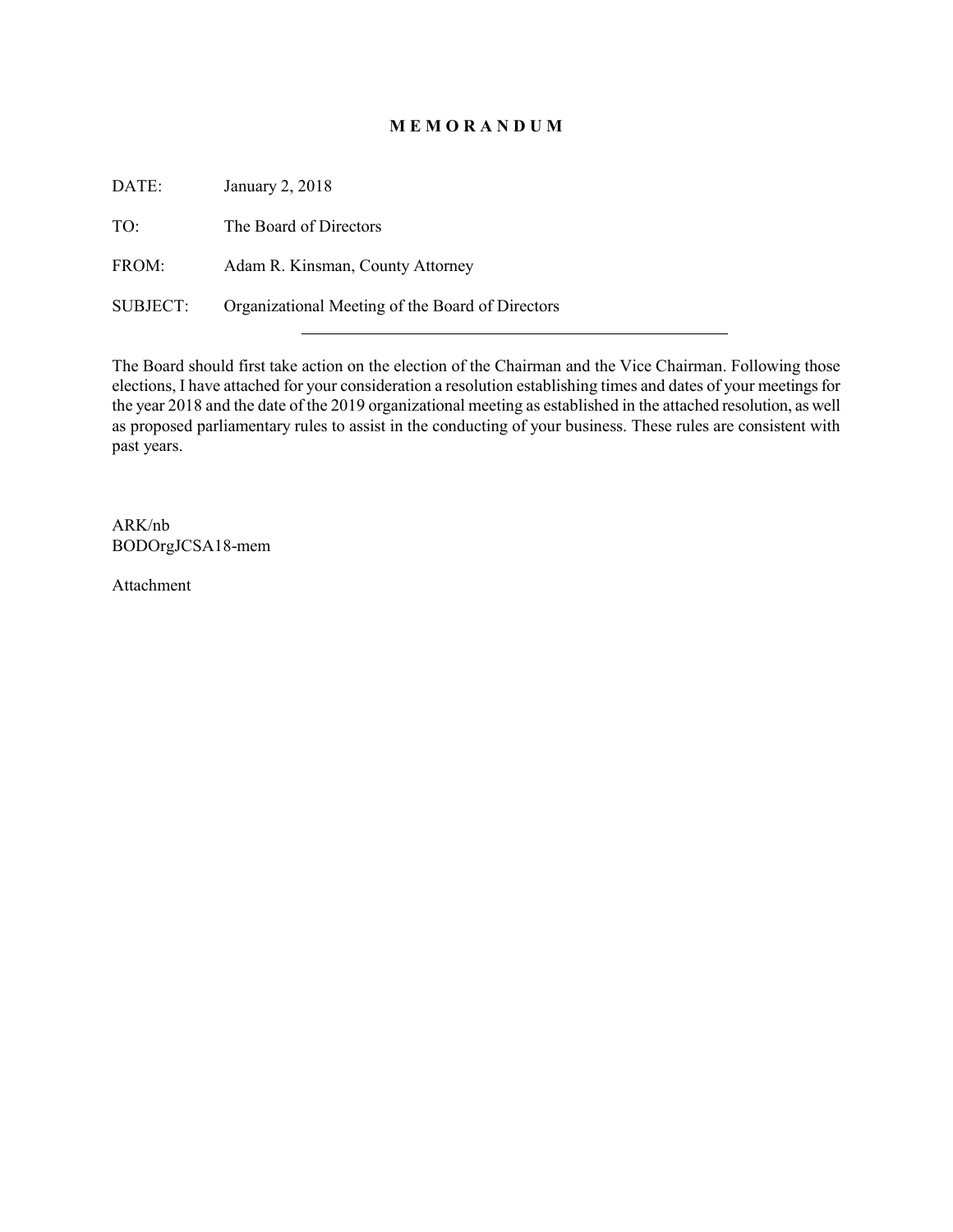# M E M O R A N D U M

DATE: January 2, 2018

TO: The Board of Directors

FROM: Adam R. Kinsman, County Attorney

SUBJECT: Organizational Meeting of the Board of Directors

---

The Board should first take action on the election of the Chairman and the Vice Chairman. Following those elections, I have attached for your consideration a resolution establishing times and dates of your meetings for the year 2018 and the date of the 2019 organizational meeting as established in the attached resolution, as well as proposed parliamentary rules to assist in the conducting of your business. These rules are consistent with past years.

ARK/nb
BODOrgJCSA18-mem

Attachment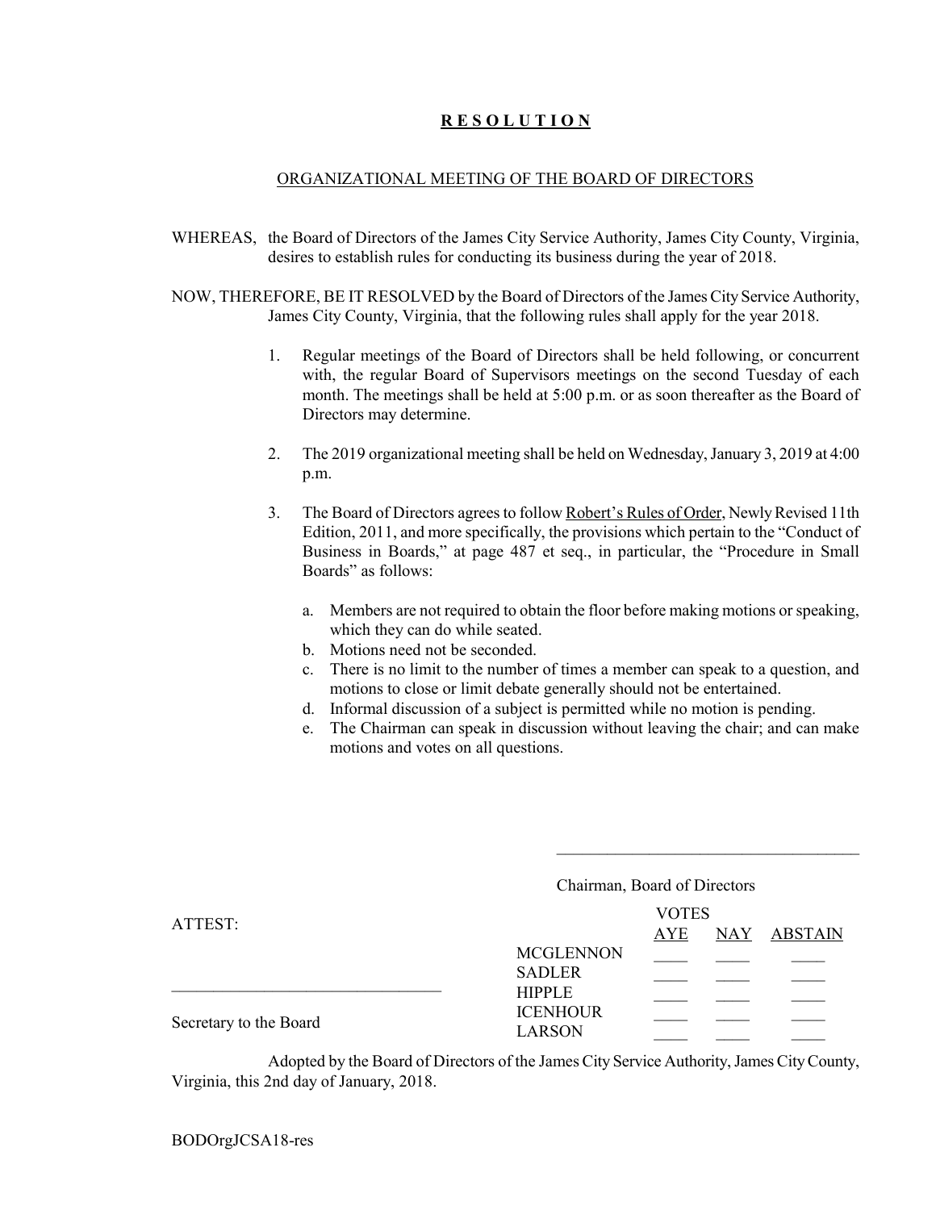# **R E S O L U T I O N**

ORGANIZATIONAL MEETING OF THE BOARD OF DIRECTORS

WHEREAS, the Board of Directors of the James City Service Authority, James City County, Virginia, desires to establish rules for conducting its business during the year of 2018.

NOW, THEREFORE, BE IT RESOLVED by the Board of Directors of the James City Service Authority, James City County, Virginia, that the following rules shall apply for the year 2018.

1. Regular meetings of the Board of Directors shall be held following, or concurrent with, the regular Board of Supervisors meetings on the second Tuesday of each month. The meetings shall be held at 5:00 p.m. or as soon thereafter as the Board of Directors may determine.

2. The 2019 organizational meeting shall be held on Wednesday, January 3, 2019 at 4:00 p.m.

3. The Board of Directors agrees to follow Robert's Rules of Order, Newly Revised 11th Edition, 2011, and more specifically, the provisions which pertain to the "Conduct of Business in Boards," at page 487 et seq., in particular, the "Procedure in Small Boards" as follows:

   a. Members are not required to obtain the floor before making motions or speaking, which they can do while seated.
   b. Motions need not be seconded.
   c. There is no limit to the number of times a member can speak to a question, and motions to close or limit debate generally should not be entertained.
   d. Informal discussion of a subject is permitted while no motion is pending.
   e. The Chairman can speak in discussion without leaving the chair; and can make motions and votes on all questions.

\_\_\_\_\_\_\_\_\_\_\_\_\_\_\_\_\_\_\_\_\_\_\_\_\_\_\_\_\_\_\_\_\_\_\_\_

Chairman, Board of Directors

ATTEST:

\_\_\_\_\_\_\_\_\_\_\_\_\_\_\_\_\_\_\_\_\_\_\_\_\_\_\_\_\_\_\_\_

Secretary to the Board

| | VOTES | | |
|---|---|---|---|
| | AYE | NAY | ABSTAIN |
| MCGLENNON | ____ | ____ | ____ |
| SADLER | ____ | ____ | ____ |
| HIPPLE | ____ | ____ | ____ |
| ICENHOUR | ____ | ____ | ____ |
| LARSON | ____ | ____ | ____ |

Adopted by the Board of Directors of the James City Service Authority, James City County, Virginia, this 2nd day of January, 2018.

BODOrgJCSA18-res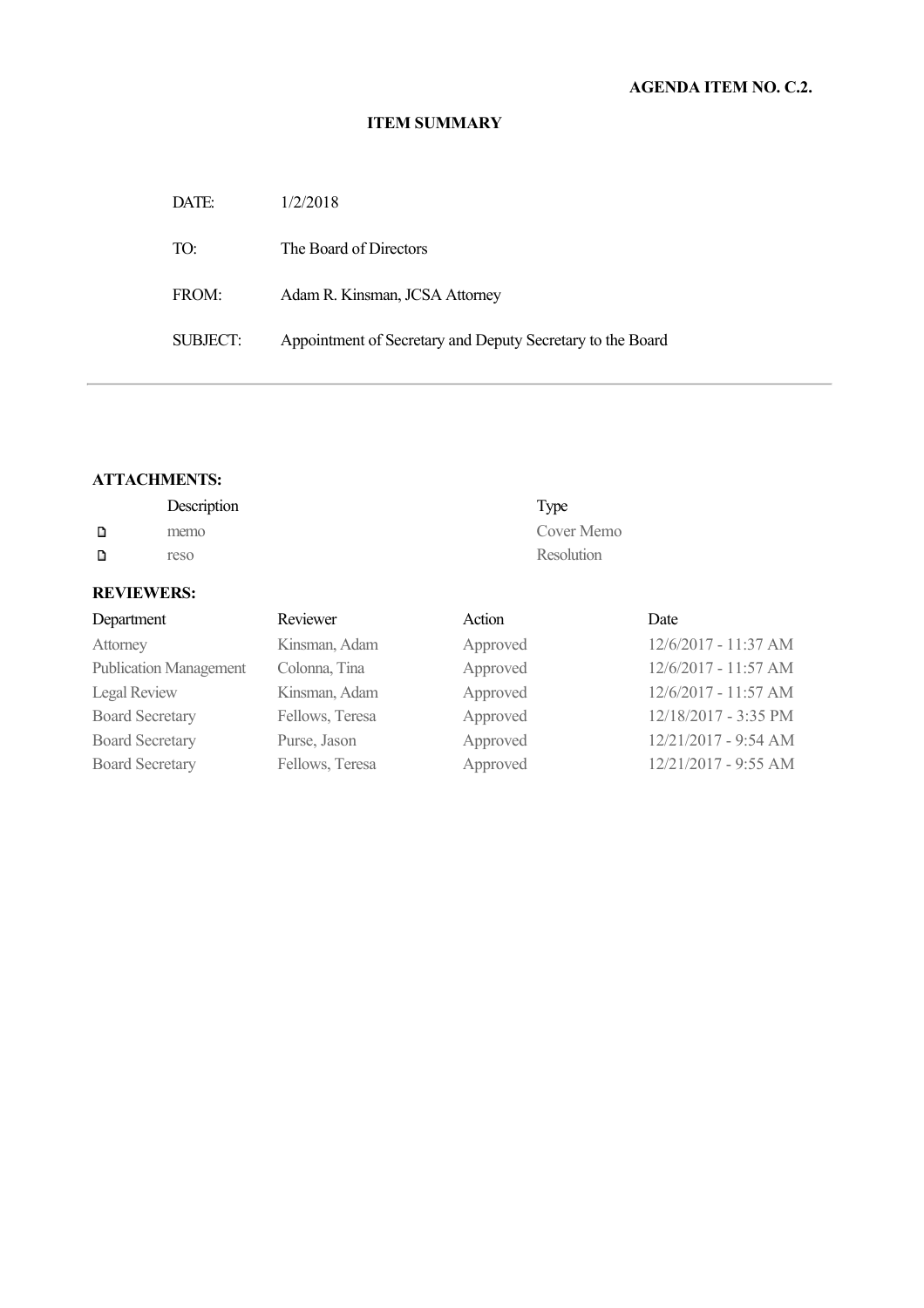**AGENDA ITEM NO. C.2.**

## ITEM SUMMARY

| | |
|---|---|
| DATE: | 1/2/2018 |
| TO: | The Board of Directors |
| FROM: | Adam R. Kinsman, JCSA Attorney |
| SUBJECT: | Appointment of Secretary and Deputy Secretary to the Board |

---

### ATTACHMENTS:

| | Description | Type |
|---|---|---|
| ▯ | memo | Cover Memo |
| ▯ | reso | Resolution |

### REVIEWERS:

| Department | Reviewer | Action | Date |
|---|---|---|---|
| Attorney | Kinsman, Adam | Approved | 12/6/2017 - 11:37 AM |
| Publication Management | Colonna, Tina | Approved | 12/6/2017 - 11:57 AM |
| Legal Review | Kinsman, Adam | Approved | 12/6/2017 - 11:57 AM |
| Board Secretary | Fellows, Teresa | Approved | 12/18/2017 - 3:35 PM |
| Board Secretary | Purse, Jason | Approved | 12/21/2017 - 9:54 AM |
| Board Secretary | Fellows, Teresa | Approved | 12/21/2017 - 9:55 AM |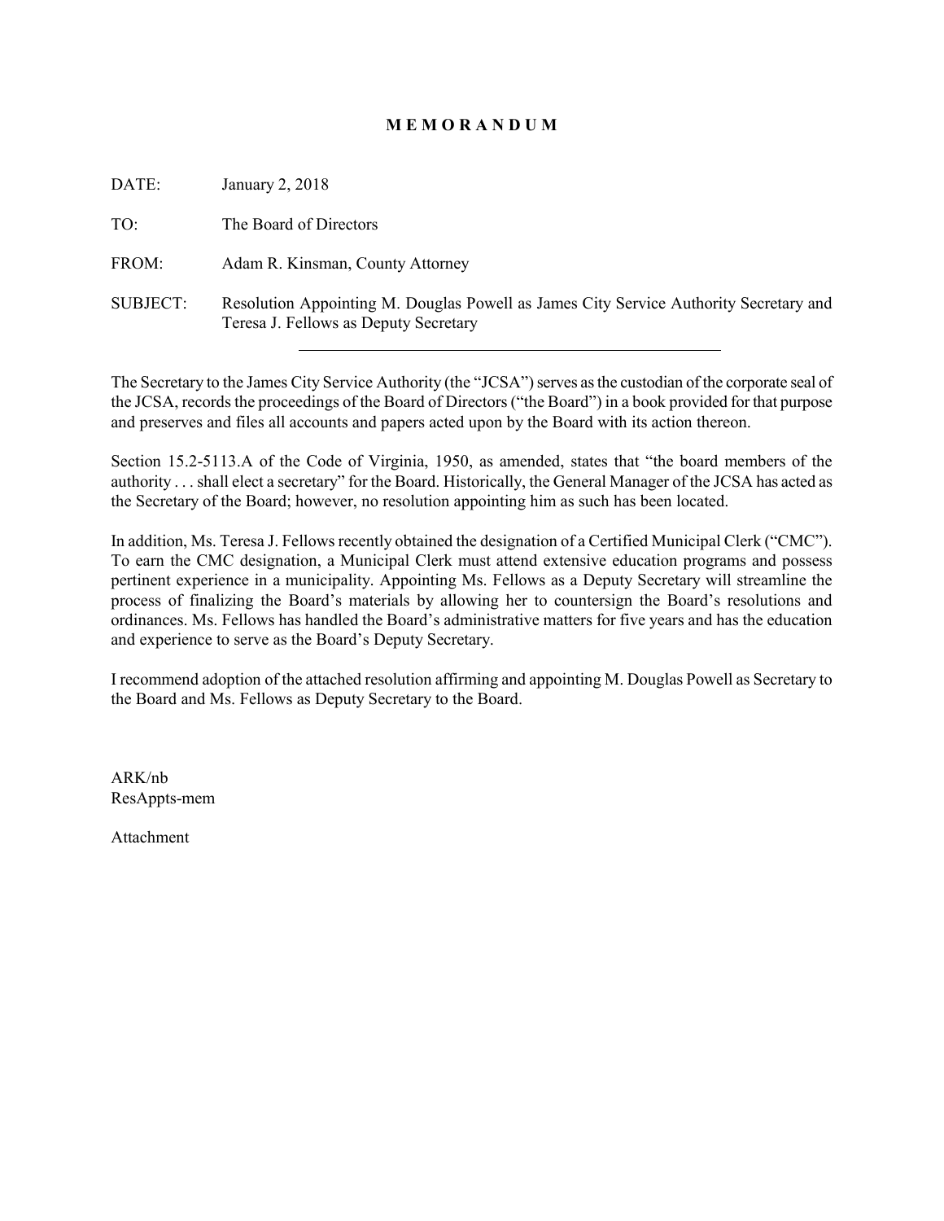# M E M O R A N D U M

DATE: January 2, 2018

TO: The Board of Directors

FROM: Adam R. Kinsman, County Attorney

SUBJECT: Resolution Appointing M. Douglas Powell as James City Service Authority Secretary and Teresa J. Fellows as Deputy Secretary

---

The Secretary to the James City Service Authority (the "JCSA") serves as the custodian of the corporate seal of the JCSA, records the proceedings of the Board of Directors ("the Board") in a book provided for that purpose and preserves and files all accounts and papers acted upon by the Board with its action thereon.

Section 15.2-5113.A of the Code of Virginia, 1950, as amended, states that "the board members of the authority . . . shall elect a secretary" for the Board. Historically, the General Manager of the JCSA has acted as the Secretary of the Board; however, no resolution appointing him as such has been located.

In addition, Ms. Teresa J. Fellows recently obtained the designation of a Certified Municipal Clerk ("CMC"). To earn the CMC designation, a Municipal Clerk must attend extensive education programs and possess pertinent experience in a municipality. Appointing Ms. Fellows as a Deputy Secretary will streamline the process of finalizing the Board's materials by allowing her to countersign the Board's resolutions and ordinances. Ms. Fellows has handled the Board's administrative matters for five years and has the education and experience to serve as the Board's Deputy Secretary.

I recommend adoption of the attached resolution affirming and appointing M. Douglas Powell as Secretary to the Board and Ms. Fellows as Deputy Secretary to the Board.

ARK/nb
ResAppts-mem

Attachment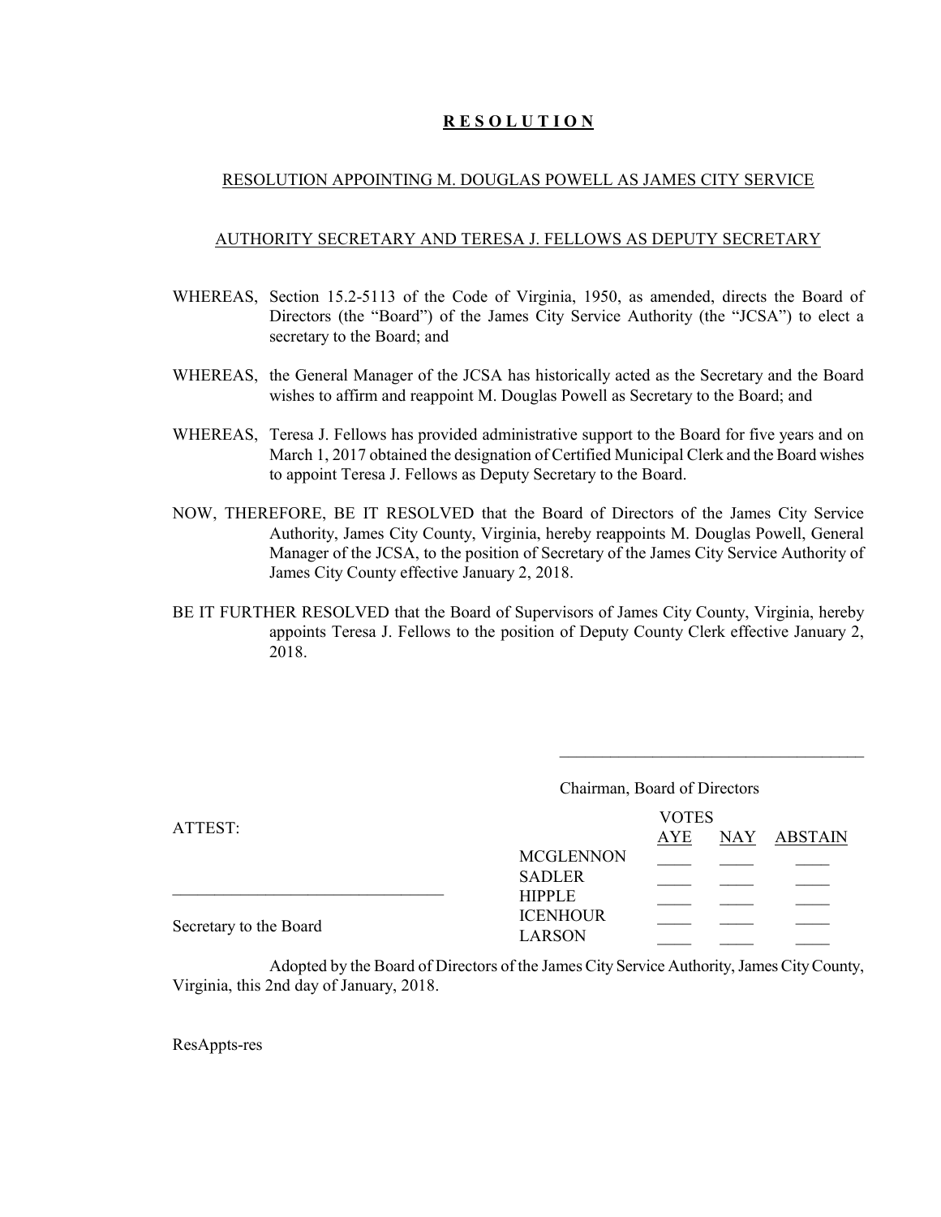## **R E S O L U T I O N**

RESOLUTION APPOINTING M. DOUGLAS POWELL AS JAMES CITY SERVICE

AUTHORITY SECRETARY AND TERESA J. FELLOWS AS DEPUTY SECRETARY

WHEREAS, Section 15.2-5113 of the Code of Virginia, 1950, as amended, directs the Board of Directors (the "Board") of the James City Service Authority (the "JCSA") to elect a secretary to the Board; and

WHEREAS, the General Manager of the JCSA has historically acted as the Secretary and the Board wishes to affirm and reappoint M. Douglas Powell as Secretary to the Board; and

WHEREAS, Teresa J. Fellows has provided administrative support to the Board for five years and on March 1, 2017 obtained the designation of Certified Municipal Clerk and the Board wishes to appoint Teresa J. Fellows as Deputy Secretary to the Board.

NOW, THEREFORE, BE IT RESOLVED that the Board of Directors of the James City Service Authority, James City County, Virginia, hereby reappoints M. Douglas Powell, General Manager of the JCSA, to the position of Secretary of the James City Service Authority of James City County effective January 2, 2018.

BE IT FURTHER RESOLVED that the Board of Supervisors of James City County, Virginia, hereby appoints Teresa J. Fellows to the position of Deputy County Clerk effective January 2, 2018.

____________________________________

Chairman, Board of Directors

ATTEST:

________________________________

Secretary to the Board

| | VOTES | | |
|---|---|---|---|
| | AYE | NAY | ABSTAIN |
| MCGLENNON | ____ | ____ | ____ |
| SADLER | ____ | ____ | ____ |
| HIPPLE | ____ | ____ | ____ |
| ICENHOUR | ____ | ____ | ____ |
| LARSON | ____ | ____ | ____ |

Adopted by the Board of Directors of the James City Service Authority, James City County, Virginia, this 2nd day of January, 2018.

ResAppts-res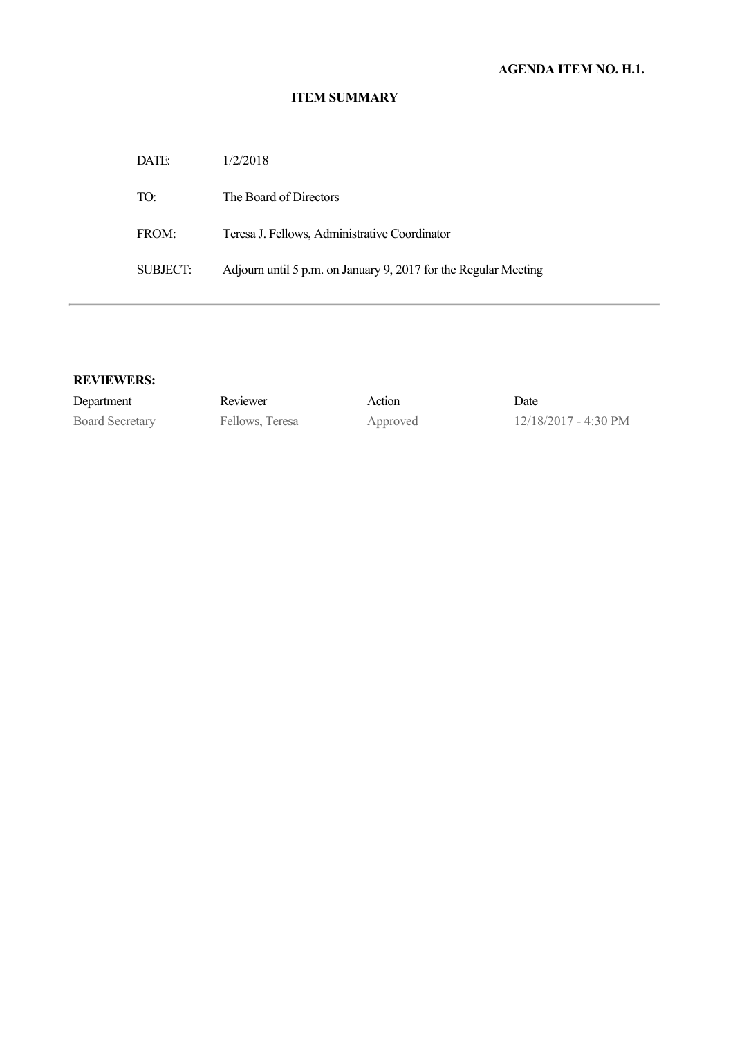**AGENDA ITEM NO. H.1.**

## ITEM SUMMARY

| | |
|---|---|
| DATE: | 1/2/2018 |
| TO: | The Board of Directors |
| FROM: | Teresa J. Fellows, Administrative Coordinator |
| SUBJECT: | Adjourn until 5 p.m. on January 9, 2017 for the Regular Meeting |

---

**REVIEWERS:**

| Department | Reviewer | Action | Date |
|---|---|---|---|
| Board Secretary | Fellows, Teresa | Approved | 12/18/2017 - 4:30 PM |